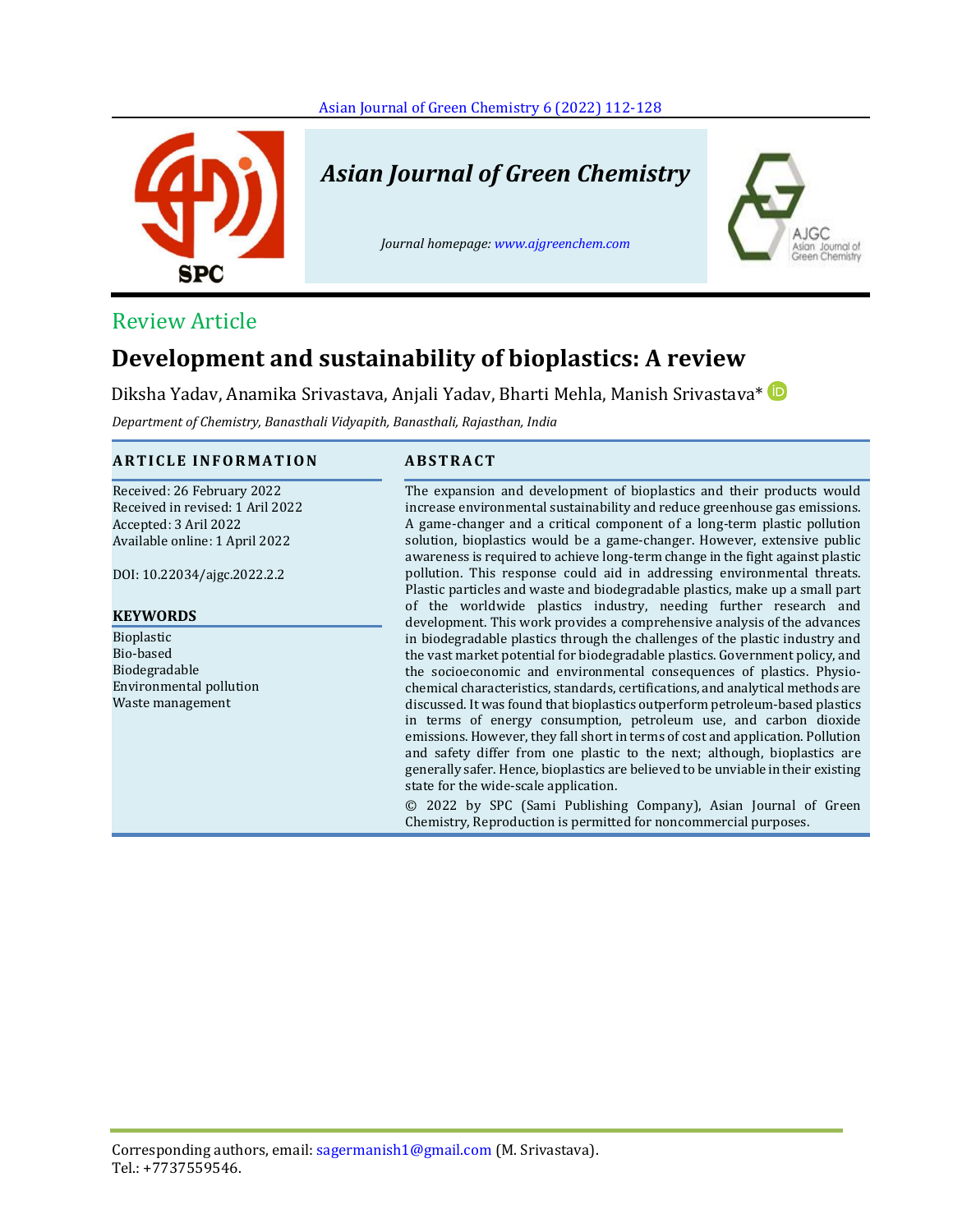Review Article

# Development and sustainability of bioplastics: A review

Diksha Yadav, Anamika Srivastava, Anjali Yadav, Bharti Mehla, Manish Srivastava*

*Department of Chemistry, Banasthali Vidyapith, Banasthali, Rajasthan, India*

## ARTICLE INFORMATION

Received: 26 February 2022
Received in revised: 1 Aril 2022
Accepted: 3 Aril 2022
Available online: 1 April 2022

DOI: 10.22034/ajgc.2022.2.2

### KEYWORDS

Bioplastic
Bio-based
Biodegradable
Environmental pollution
Waste management

## ABSTRACT

The expansion and development of bioplastics and their products would increase environmental sustainability and reduce greenhouse gas emissions. A game-changer and a critical component of a long-term plastic pollution solution, bioplastics would be a game-changer. However, extensive public awareness is required to achieve long-term change in the fight against plastic pollution. This response could aid in addressing environmental threats. Plastic particles and waste and biodegradable plastics, make up a small part of the worldwide plastics industry, needing further research and development. This work provides a comprehensive analysis of the advances in biodegradable plastics through the challenges of the plastic industry and the vast market potential for biodegradable plastics. Government policy, and the socioeconomic and environmental consequences of plastics. Physio-chemical characteristics, standards, certifications, and analytical methods are discussed. It was found that bioplastics outperform petroleum-based plastics in terms of energy consumption, petroleum use, and carbon dioxide emissions. However, they fall short in terms of cost and application. Pollution and safety differ from one plastic to the next; although, bioplastics are generally safer. Hence, bioplastics are believed to be unviable in their existing state for the wide-scale application.

© 2022 by SPC (Sami Publishing Company), Asian Journal of Green Chemistry, Reproduction is permitted for noncommercial purposes.

Corresponding authors, email: sagermanish1@gmail.com (M. Srivastava).
Tel.: +7737559546.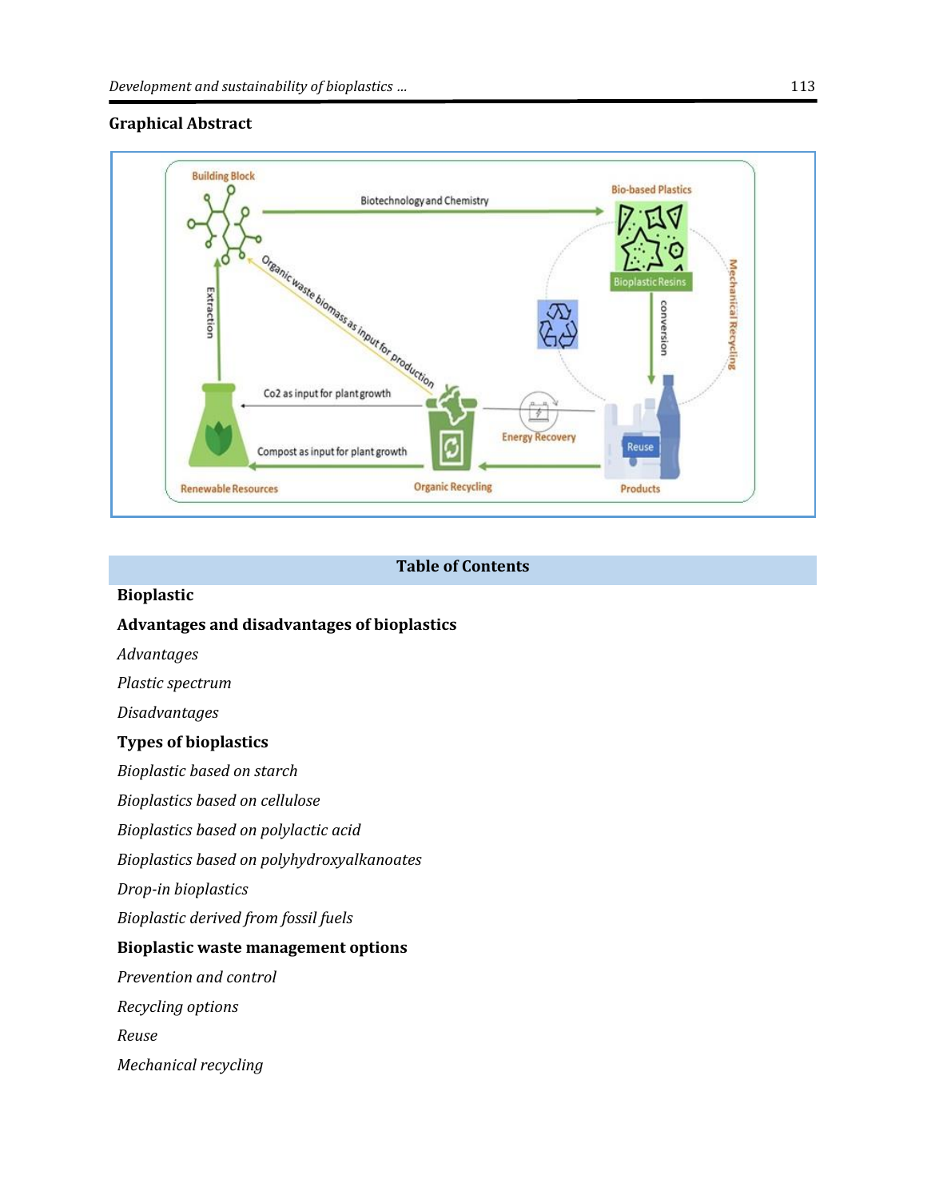## Graphical Abstract

## Table of Contents

**Bioplastic**

**Advantages and disadvantages of bioplastics**

*Advantages*

*Plastic spectrum*

*Disadvantages*

**Types of bioplastics**

*Bioplastic based on starch*

*Bioplastics based on cellulose*

*Bioplastics based on polylactic acid*

*Bioplastics based on polyhydroxyalkanoates*

*Drop-in bioplastics*

*Bioplastic derived from fossil fuels*

**Bioplastic waste management options**

*Prevention and control*

*Recycling options*

*Reuse*

*Mechanical recycling*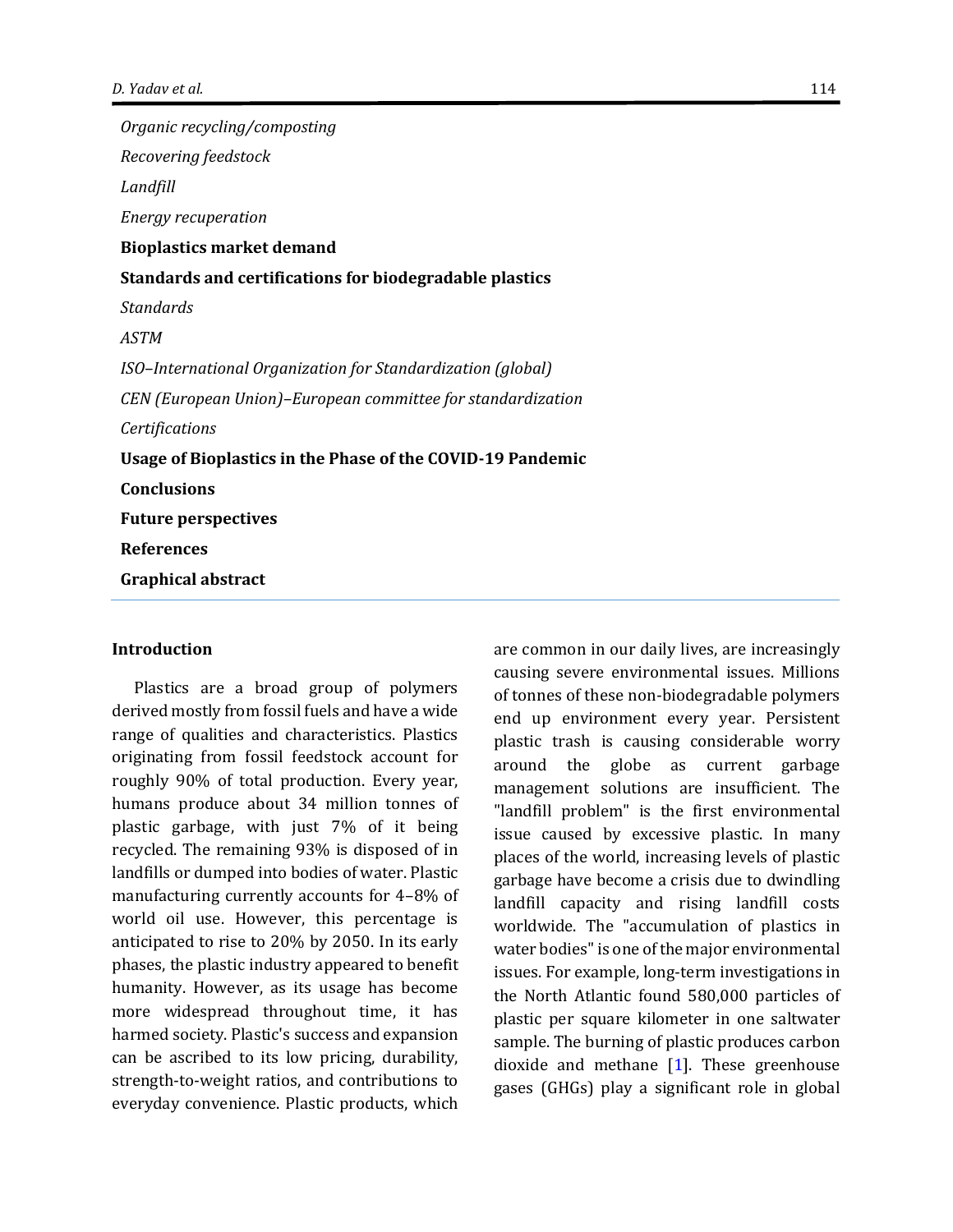*Organic recycling/composting*

*Recovering feedstock*

*Landfill*

*Energy recuperation*

**Bioplastics market demand**

**Standards and certifications for biodegradable plastics**

*Standards*

*ASTM*

*ISO–International Organization for Standardization (global)*

*CEN (European Union)–European committee for standardization*

*Certifications*

**Usage of Bioplastics in the Phase of the COVID-19 Pandemic**

**Conclusions**

**Future perspectives**

**References**

**Graphical abstract**

---

## Introduction

Plastics are a broad group of polymers derived mostly from fossil fuels and have a wide range of qualities and characteristics. Plastics originating from fossil feedstock account for roughly 90% of total production. Every year, humans produce about 34 million tonnes of plastic garbage, with just 7% of it being recycled. The remaining 93% is disposed of in landfills or dumped into bodies of water. Plastic manufacturing currently accounts for 4–8% of world oil use. However, this percentage is anticipated to rise to 20% by 2050. In its early phases, the plastic industry appeared to benefit humanity. However, as its usage has become more widespread throughout time, it has harmed society. Plastic's success and expansion can be ascribed to its low pricing, durability, strength-to-weight ratios, and contributions to everyday convenience. Plastic products, which are common in our daily lives, are increasingly causing severe environmental issues. Millions of tonnes of these non-biodegradable polymers end up environment every year. Persistent plastic trash is causing considerable worry around the globe as current garbage management solutions are insufficient. The "landfill problem" is the first environmental issue caused by excessive plastic. In many places of the world, increasing levels of plastic garbage have become a crisis due to dwindling landfill capacity and rising landfill costs worldwide. The "accumulation of plastics in water bodies" is one of the major environmental issues. For example, long-term investigations in the North Atlantic found 580,000 particles of plastic per square kilometer in one saltwater sample. The burning of plastic produces carbon dioxide and methane [1]. These greenhouse gases (GHGs) play a significant role in global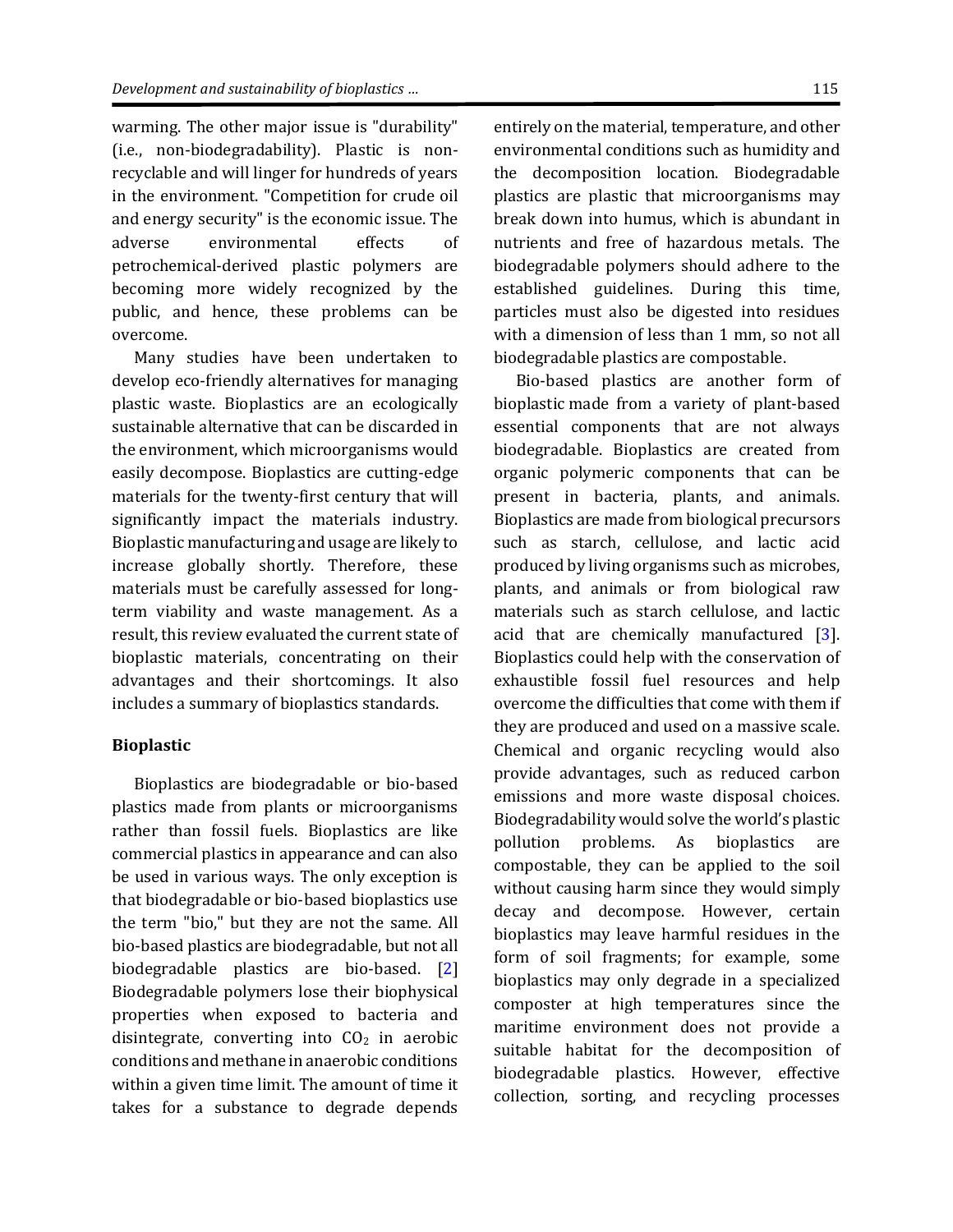warming. The other major issue is "durability" (i.e., non-biodegradability). Plastic is non-recyclable and will linger for hundreds of years in the environment. "Competition for crude oil and energy security" is the economic issue. The adverse environmental effects of petrochemical-derived plastic polymers are becoming more widely recognized by the public, and hence, these problems can be overcome.

Many studies have been undertaken to develop eco-friendly alternatives for managing plastic waste. Bioplastics are an ecologically sustainable alternative that can be discarded in the environment, which microorganisms would easily decompose. Bioplastics are cutting-edge materials for the twenty-first century that will significantly impact the materials industry. Bioplastic manufacturing and usage are likely to increase globally shortly. Therefore, these materials must be carefully assessed for long-term viability and waste management. As a result, this review evaluated the current state of bioplastic materials, concentrating on their advantages and their shortcomings. It also includes a summary of bioplastics standards.

## Bioplastic

Bioplastics are biodegradable or bio-based plastics made from plants or microorganisms rather than fossil fuels. Bioplastics are like commercial plastics in appearance and can also be used in various ways. The only exception is that biodegradable or bio-based bioplastics use the term "bio," but they are not the same. All bio-based plastics are biodegradable, but not all biodegradable plastics are bio-based. [2] Biodegradable polymers lose their biophysical properties when exposed to bacteria and disintegrate, converting into $CO_2$ in aerobic conditions and methane in anaerobic conditions within a given time limit. The amount of time it takes for a substance to degrade depends entirely on the material, temperature, and other environmental conditions such as humidity and the decomposition location. Biodegradable plastics are plastic that microorganisms may break down into humus, which is abundant in nutrients and free of hazardous metals. The biodegradable polymers should adhere to the established guidelines. During this time, particles must also be digested into residues with a dimension of less than 1 mm, so not all biodegradable plastics are compostable.

Bio-based plastics are another form of bioplastic made from a variety of plant-based essential components that are not always biodegradable. Bioplastics are created from organic polymeric components that can be present in bacteria, plants, and animals. Bioplastics are made from biological precursors such as starch, cellulose, and lactic acid produced by living organisms such as microbes, plants, and animals or from biological raw materials such as starch cellulose, and lactic acid that are chemically manufactured [3]. Bioplastics could help with the conservation of exhaustible fossil fuel resources and help overcome the difficulties that come with them if they are produced and used on a massive scale. Chemical and organic recycling would also provide advantages, such as reduced carbon emissions and more waste disposal choices. Biodegradability would solve the world's plastic pollution problems. As bioplastics are compostable, they can be applied to the soil without causing harm since they would simply decay and decompose. However, certain bioplastics may leave harmful residues in the form of soil fragments; for example, some bioplastics may only degrade in a specialized composter at high temperatures since the maritime environment does not provide a suitable habitat for the decomposition of biodegradable plastics. However, effective collection, sorting, and recycling processes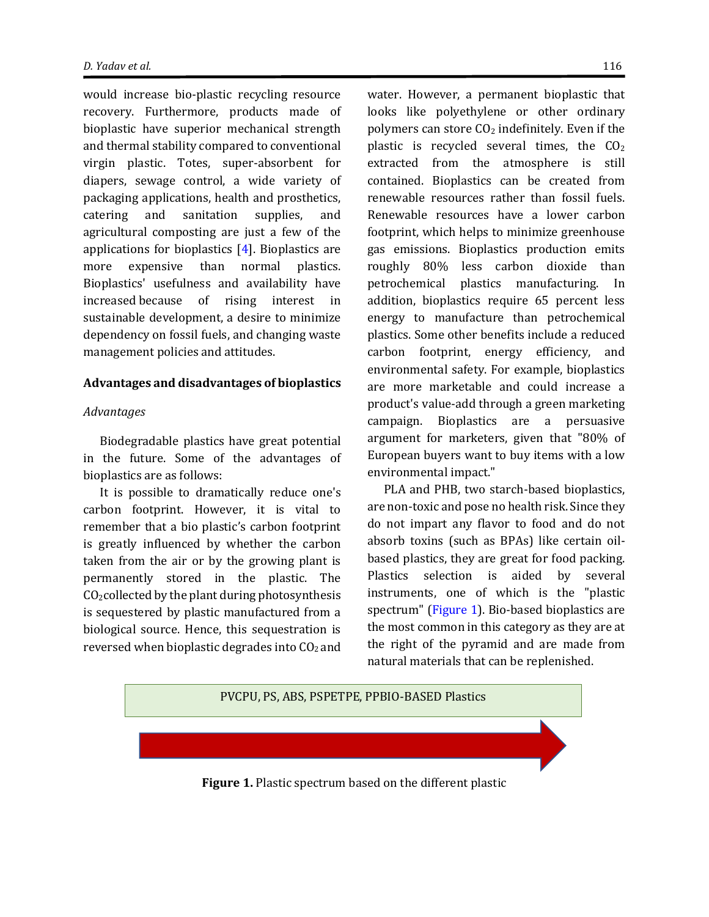would increase bio-plastic recycling resource recovery. Furthermore, products made of bioplastic have superior mechanical strength and thermal stability compared to conventional virgin plastic. Totes, super-absorbent for diapers, sewage control, a wide variety of packaging applications, health and prosthetics, catering and sanitation supplies, and agricultural composting are just a few of the applications for bioplastics [4]. Bioplastics are more expensive than normal plastics. Bioplastics' usefulness and availability have increased because of rising interest in sustainable development, a desire to minimize dependency on fossil fuels, and changing waste management policies and attitudes.

## Advantages and disadvantages of bioplastics

### *Advantages*

Biodegradable plastics have great potential in the future. Some of the advantages of bioplastics are as follows:

It is possible to dramatically reduce one's carbon footprint. However, it is vital to remember that a bio plastic's carbon footprint is greatly influenced by whether the carbon taken from the air or by the growing plant is permanently stored in the plastic. The $CO_2$collected by the plant during photosynthesis is sequestered by plastic manufactured from a biological source. Hence, this sequestration is reversed when bioplastic degrades into $CO_2$ and water. However, a permanent bioplastic that looks like polyethylene or other ordinary polymers can store $CO_2$ indefinitely. Even if the plastic is recycled several times, the $CO_2$ extracted from the atmosphere is still contained. Bioplastics can be created from renewable resources rather than fossil fuels. Renewable resources have a lower carbon footprint, which helps to minimize greenhouse gas emissions. Bioplastics production emits roughly 80% less carbon dioxide than petrochemical plastics manufacturing. In addition, bioplastics require 65 percent less energy to manufacture than petrochemical plastics. Some other benefits include a reduced carbon footprint, energy efficiency, and environmental safety. For example, bioplastics are more marketable and could increase a product's value-add through a green marketing campaign. Bioplastics are a persuasive argument for marketers, given that "80% of European buyers want to buy items with a low environmental impact."

PLA and PHB, two starch-based bioplastics, are non-toxic and pose no health risk. Since they do not impart any flavor to food and do not absorb toxins (such as BPAs) like certain oil-based plastics, they are great for food packing. Plastics selection is aided by several instruments, one of which is the "plastic spectrum" (Figure 1). Bio-based bioplastics are the most common in this category as they are at the right of the pyramid and are made from natural materials that can be replenished.

PVCPU, PS, ABS, PSPETPE, PPBIO-BASED Plastics

**Figure 1.** Plastic spectrum based on the different plastic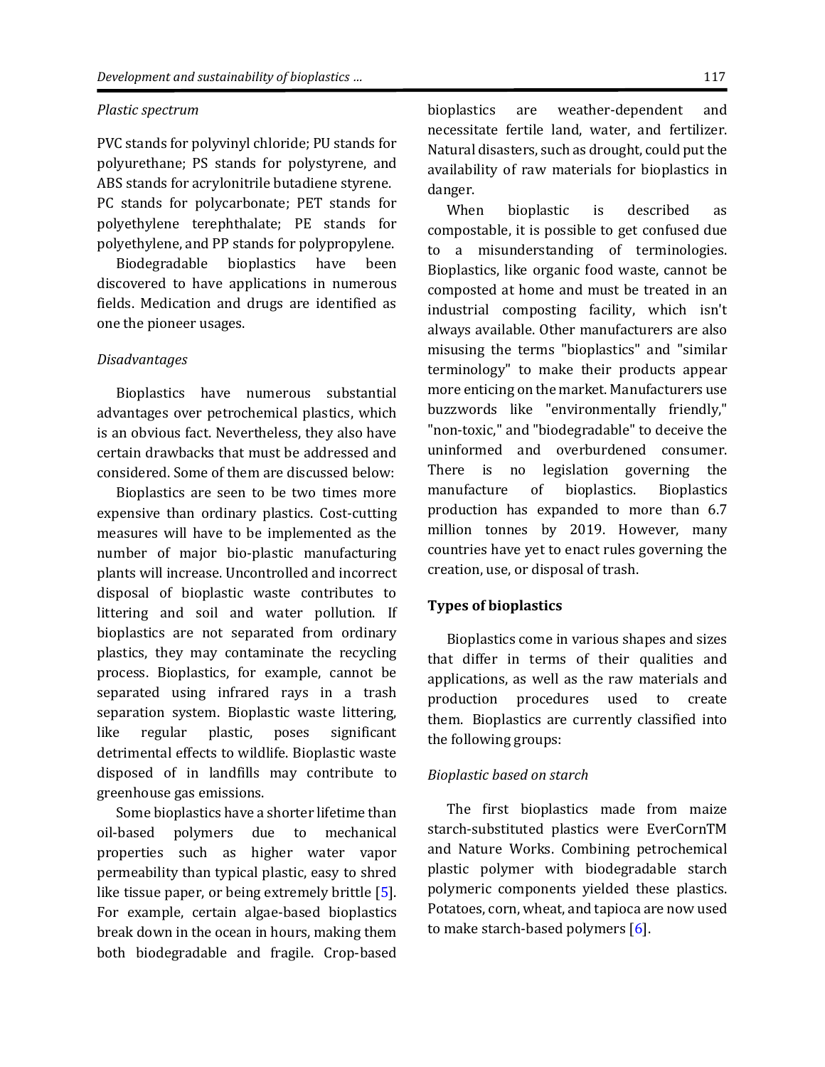*Plastic spectrum*

PVC stands for polyvinyl chloride; PU stands for polyurethane; PS stands for polystyrene, and ABS stands for acrylonitrile butadiene styrene. PC stands for polycarbonate; PET stands for polyethylene terephthalate; PE stands for polyethylene, and PP stands for polypropylene.

Biodegradable bioplastics have been discovered to have applications in numerous fields. Medication and drugs are identified as one the pioneer usages.

*Disadvantages*

Bioplastics have numerous substantial advantages over petrochemical plastics, which is an obvious fact. Nevertheless, they also have certain drawbacks that must be addressed and considered. Some of them are discussed below:

Bioplastics are seen to be two times more expensive than ordinary plastics. Cost-cutting measures will have to be implemented as the number of major bio-plastic manufacturing plants will increase. Uncontrolled and incorrect disposal of bioplastic waste contributes to littering and soil and water pollution. If bioplastics are not separated from ordinary plastics, they may contaminate the recycling process. Bioplastics, for example, cannot be separated using infrared rays in a trash separation system. Bioplastic waste littering, like regular plastic, poses significant detrimental effects to wildlife. Bioplastic waste disposed of in landfills may contribute to greenhouse gas emissions.

Some bioplastics have a shorter lifetime than oil-based polymers due to mechanical properties such as higher water vapor permeability than typical plastic, easy to shred like tissue paper, or being extremely brittle [5]. For example, certain algae-based bioplastics break down in the ocean in hours, making them both biodegradable and fragile. Crop-based bioplastics are weather-dependent and necessitate fertile land, water, and fertilizer. Natural disasters, such as drought, could put the availability of raw materials for bioplastics in danger.

When bioplastic is described as compostable, it is possible to get confused due to a misunderstanding of terminologies. Bioplastics, like organic food waste, cannot be composted at home and must be treated in an industrial composting facility, which isn't always available. Other manufacturers are also misusing the terms "bioplastics" and "similar terminology" to make their products appear more enticing on the market. Manufacturers use buzzwords like "environmentally friendly," "non-toxic," and "biodegradable" to deceive the uninformed and overburdened consumer. There is no legislation governing the manufacture of bioplastics. Bioplastics production has expanded to more than 6.7 million tonnes by 2019. However, many countries have yet to enact rules governing the creation, use, or disposal of trash.

## Types of bioplastics

Bioplastics come in various shapes and sizes that differ in terms of their qualities and applications, as well as the raw materials and production procedures used to create them. Bioplastics are currently classified into the following groups:

*Bioplastic based on starch*

The first bioplastics made from maize starch-substituted plastics were EverCornTM and Nature Works. Combining petrochemical plastic polymer with biodegradable starch polymeric components yielded these plastics. Potatoes, corn, wheat, and tapioca are now used to make starch-based polymers [6].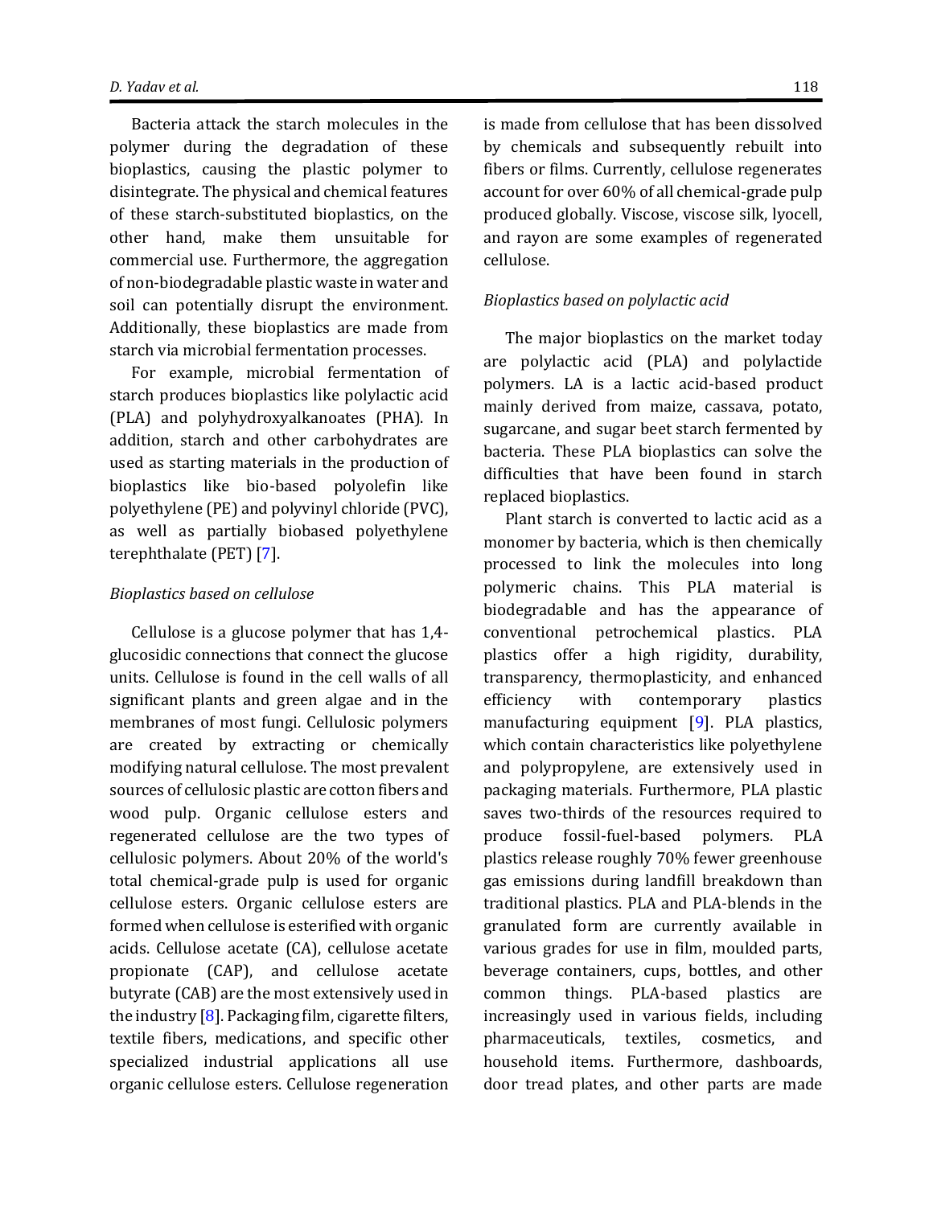Bacteria attack the starch molecules in the polymer during the degradation of these bioplastics, causing the plastic polymer to disintegrate. The physical and chemical features of these starch-substituted bioplastics, on the other hand, make them unsuitable for commercial use. Furthermore, the aggregation of non-biodegradable plastic waste in water and soil can potentially disrupt the environment. Additionally, these bioplastics are made from starch via microbial fermentation processes.

For example, microbial fermentation of starch produces bioplastics like polylactic acid (PLA) and polyhydroxyalkanoates (PHA). In addition, starch and other carbohydrates are used as starting materials in the production of bioplastics like bio-based polyolefin like polyethylene (PE) and polyvinyl chloride (PVC), as well as partially biobased polyethylene terephthalate (PET) [7].

*Bioplastics based on cellulose*

Cellulose is a glucose polymer that has 1,4-glucosidic connections that connect the glucose units. Cellulose is found in the cell walls of all significant plants and green algae and in the membranes of most fungi. Cellulosic polymers are created by extracting or chemically modifying natural cellulose. The most prevalent sources of cellulosic plastic are cotton fibers and wood pulp. Organic cellulose esters and regenerated cellulose are the two types of cellulosic polymers. About 20% of the world's total chemical-grade pulp is used for organic cellulose esters. Organic cellulose esters are formed when cellulose is esterified with organic acids. Cellulose acetate (CA), cellulose acetate propionate (CAP), and cellulose acetate butyrate (CAB) are the most extensively used in the industry [8]. Packaging film, cigarette filters, textile fibers, medications, and specific other specialized industrial applications all use organic cellulose esters. Cellulose regeneration is made from cellulose that has been dissolved by chemicals and subsequently rebuilt into fibers or films. Currently, cellulose regenerates account for over 60% of all chemical-grade pulp produced globally. Viscose, viscose silk, lyocell, and rayon are some examples of regenerated cellulose.

*Bioplastics based on polylactic acid*

The major bioplastics on the market today are polylactic acid (PLA) and polylactide polymers. LA is a lactic acid-based product mainly derived from maize, cassava, potato, sugarcane, and sugar beet starch fermented by bacteria. These PLA bioplastics can solve the difficulties that have been found in starch replaced bioplastics.

Plant starch is converted to lactic acid as a monomer by bacteria, which is then chemically processed to link the molecules into long polymeric chains. This PLA material is biodegradable and has the appearance of conventional petrochemical plastics. PLA plastics offer a high rigidity, durability, transparency, thermoplasticity, and enhanced efficiency with contemporary plastics manufacturing equipment [9]. PLA plastics, which contain characteristics like polyethylene and polypropylene, are extensively used in packaging materials. Furthermore, PLA plastic saves two-thirds of the resources required to produce fossil-fuel-based polymers. PLA plastics release roughly 70% fewer greenhouse gas emissions during landfill breakdown than traditional plastics. PLA and PLA-blends in the granulated form are currently available in various grades for use in film, moulded parts, beverage containers, cups, bottles, and other common things. PLA-based plastics are increasingly used in various fields, including pharmaceuticals, textiles, cosmetics, and household items. Furthermore, dashboards, door tread plates, and other parts are made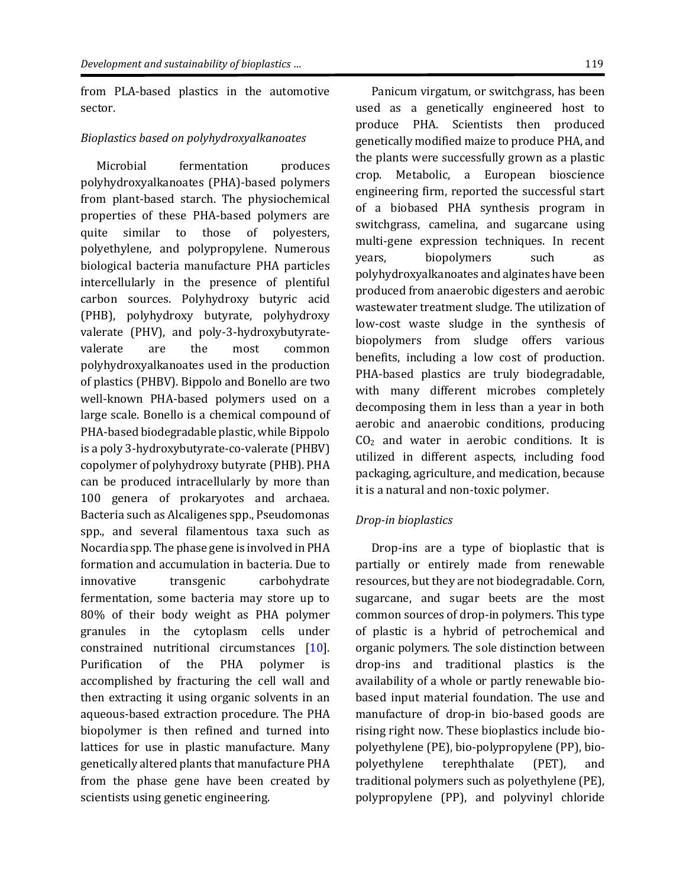from PLA-based plastics in the automotive sector.

*Bioplastics based on polyhydroxyalkanoates*

Microbial fermentation produces polyhydroxyalkanoates (PHA)-based polymers from plant-based starch. The physiochemical properties of these PHA-based polymers are quite similar to those of polyesters, polyethylene, and polypropylene. Numerous biological bacteria manufacture PHA particles intercellularly in the presence of plentiful carbon sources. Polyhydroxy butyric acid (PHB), polyhydroxy butyrate, polyhydroxy valerate (PHV), and poly-3-hydroxybutyrate-valerate are the most common polyhydroxyalkanoates used in the production of plastics (PHBV). Bippolo and Bonello are two well-known PHA-based polymers used on a large scale. Bonello is a chemical compound of PHA-based biodegradable plastic, while Bippolo is a poly 3-hydroxybutyrate-co-valerate (PHBV) copolymer of polyhydroxy butyrate (PHB). PHA can be produced intracellularly by more than 100 genera of prokaryotes and archaea. Bacteria such as Alcaligenes spp., Pseudomonas spp., and several filamentous taxa such as Nocardia spp. The phase gene is involved in PHA formation and accumulation in bacteria. Due to innovative transgenic carbohydrate fermentation, some bacteria may store up to 80% of their body weight as PHA polymer granules in the cytoplasm cells under constrained nutritional circumstances [10]. Purification of the PHA polymer is accomplished by fracturing the cell wall and then extracting it using organic solvents in an aqueous-based extraction procedure. The PHA biopolymer is then refined and turned into lattices for use in plastic manufacture. Many genetically altered plants that manufacture PHA from the phase gene have been created by scientists using genetic engineering.

Panicum virgatum, or switchgrass, has been used as a genetically engineered host to produce PHA. Scientists then produced genetically modified maize to produce PHA, and the plants were successfully grown as a plastic crop. Metabolic, a European bioscience engineering firm, reported the successful start of a biobased PHA synthesis program in switchgrass, camelina, and sugarcane using multi-gene expression techniques. In recent years, biopolymers such as polyhydroxyalkanoates and alginates have been produced from anaerobic digesters and aerobic wastewater treatment sludge. The utilization of low-cost waste sludge in the synthesis of biopolymers from sludge offers various benefits, including a low cost of production. PHA-based plastics are truly biodegradable, with many different microbes completely decomposing them in less than a year in both aerobic and anaerobic conditions, producing $CO_2$ and water in aerobic conditions. It is utilized in different aspects, including food packaging, agriculture, and medication, because it is a natural and non-toxic polymer.

*Drop-in bioplastics*

Drop-ins are a type of bioplastic that is partially or entirely made from renewable resources, but they are not biodegradable. Corn, sugarcane, and sugar beets are the most common sources of drop-in polymers. This type of plastic is a hybrid of petrochemical and organic polymers. The sole distinction between drop-ins and traditional plastics is the availability of a whole or partly renewable bio-based input material foundation. The use and manufacture of drop-in bio-based goods are rising right now. These bioplastics include bio-polyethylene (PE), bio-polypropylene (PP), bio-polyethylene terephthalate (PET), and traditional polymers such as polyethylene (PE), polypropylene (PP), and polyvinyl chloride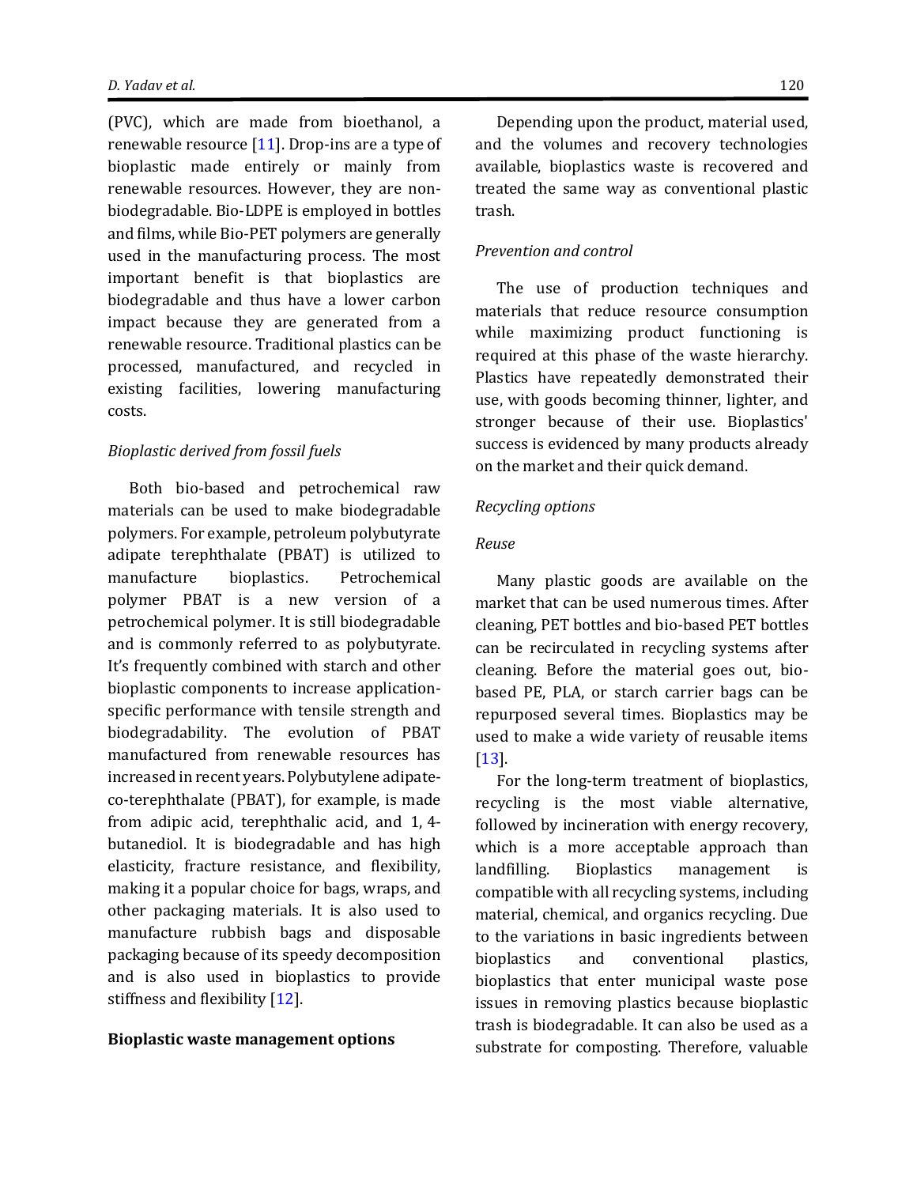(PVC), which are made from bioethanol, a renewable resource [11]. Drop-ins are a type of bioplastic made entirely or mainly from renewable resources. However, they are non-biodegradable. Bio-LDPE is employed in bottles and films, while Bio-PET polymers are generally used in the manufacturing process. The most important benefit is that bioplastics are biodegradable and thus have a lower carbon impact because they are generated from a renewable resource. Traditional plastics can be processed, manufactured, and recycled in existing facilities, lowering manufacturing costs.

*Bioplastic derived from fossil fuels*

Both bio-based and petrochemical raw materials can be used to make biodegradable polymers. For example, petroleum polybutyrate adipate terephthalate (PBAT) is utilized to manufacture bioplastics. Petrochemical polymer PBAT is a new version of a petrochemical polymer. It is still biodegradable and is commonly referred to as polybutyrate. It's frequently combined with starch and other bioplastic components to increase application-specific performance with tensile strength and biodegradability. The evolution of PBAT manufactured from renewable resources has increased in recent years. Polybutylene adipate-co-terephthalate (PBAT), for example, is made from adipic acid, terephthalic acid, and 1, 4-butanediol. It is biodegradable and has high elasticity, fracture resistance, and flexibility, making it a popular choice for bags, wraps, and other packaging materials. It is also used to manufacture rubbish bags and disposable packaging because of its speedy decomposition and is also used in bioplastics to provide stiffness and flexibility [12].

## Bioplastic waste management options

Depending upon the product, material used, and the volumes and recovery technologies available, bioplastics waste is recovered and treated the same way as conventional plastic trash.

*Prevention and control*

The use of production techniques and materials that reduce resource consumption while maximizing product functioning is required at this phase of the waste hierarchy. Plastics have repeatedly demonstrated their use, with goods becoming thinner, lighter, and stronger because of their use. Bioplastics' success is evidenced by many products already on the market and their quick demand.

*Recycling options*

*Reuse*

Many plastic goods are available on the market that can be used numerous times. After cleaning, PET bottles and bio-based PET bottles can be recirculated in recycling systems after cleaning. Before the material goes out, bio-based PE, PLA, or starch carrier bags can be repurposed several times. Bioplastics may be used to make a wide variety of reusable items [13].

For the long-term treatment of bioplastics, recycling is the most viable alternative, followed by incineration with energy recovery, which is a more acceptable approach than landfilling. Bioplastics management is compatible with all recycling systems, including material, chemical, and organics recycling. Due to the variations in basic ingredients between bioplastics and conventional plastics, bioplastics that enter municipal waste pose issues in removing plastics because bioplastic trash is biodegradable. It can also be used as a substrate for composting. Therefore, valuable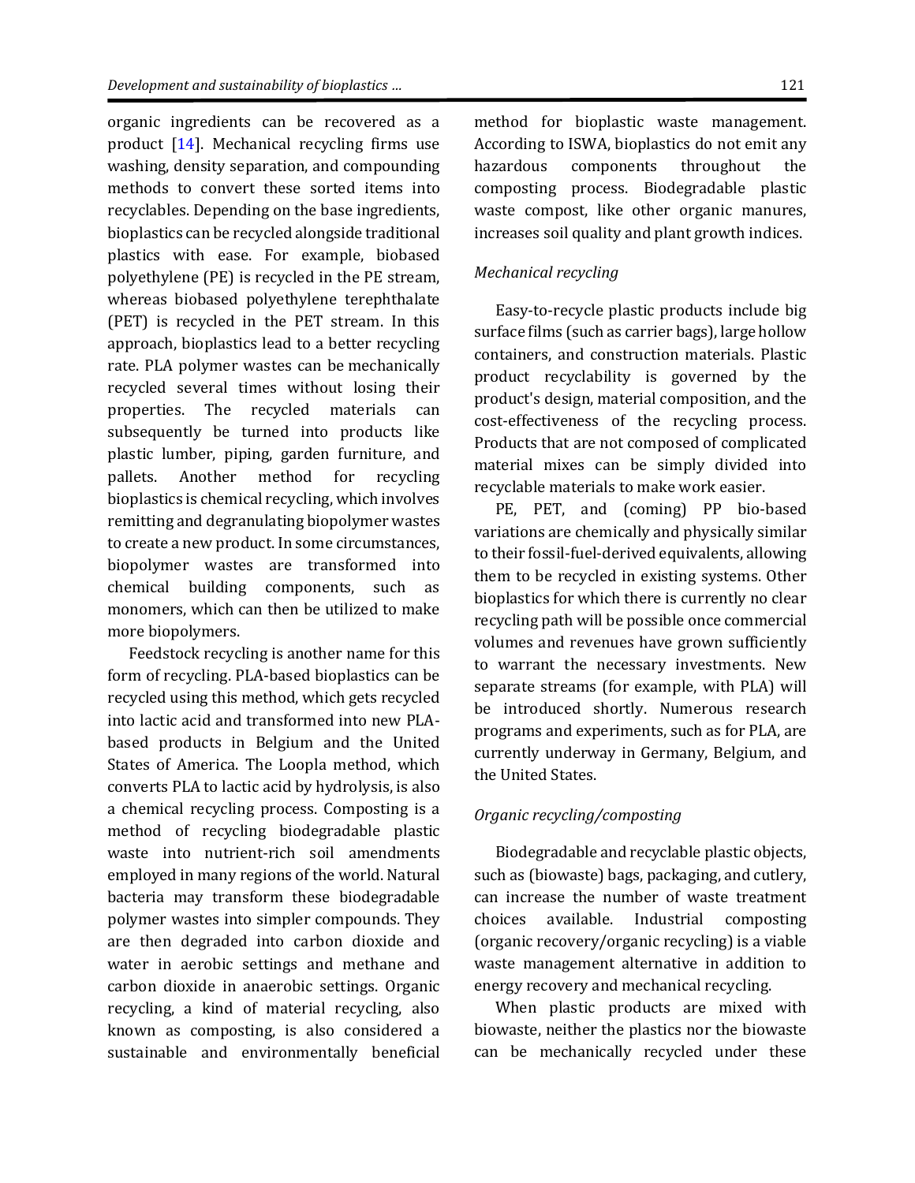organic ingredients can be recovered as a product [14]. Mechanical recycling firms use washing, density separation, and compounding methods to convert these sorted items into recyclables. Depending on the base ingredients, bioplastics can be recycled alongside traditional plastics with ease. For example, biobased polyethylene (PE) is recycled in the PE stream, whereas biobased polyethylene terephthalate (PET) is recycled in the PET stream. In this approach, bioplastics lead to a better recycling rate. PLA polymer wastes can be mechanically recycled several times without losing their properties. The recycled materials can subsequently be turned into products like plastic lumber, piping, garden furniture, and pallets. Another method for recycling bioplastics is chemical recycling, which involves remitting and degranulating biopolymer wastes to create a new product. In some circumstances, biopolymer wastes are transformed into chemical building components, such as monomers, which can then be utilized to make more biopolymers.

Feedstock recycling is another name for this form of recycling. PLA-based bioplastics can be recycled using this method, which gets recycled into lactic acid and transformed into new PLA-based products in Belgium and the United States of America. The Loopla method, which converts PLA to lactic acid by hydrolysis, is also a chemical recycling process. Composting is a method of recycling biodegradable plastic waste into nutrient-rich soil amendments employed in many regions of the world. Natural bacteria may transform these biodegradable polymer wastes into simpler compounds. They are then degraded into carbon dioxide and water in aerobic settings and methane and carbon dioxide in anaerobic settings. Organic recycling, a kind of material recycling, also known as composting, is also considered a sustainable and environmentally beneficial method for bioplastic waste management. According to ISWA, bioplastics do not emit any hazardous components throughout the composting process. Biodegradable plastic waste compost, like other organic manures, increases soil quality and plant growth indices.

*Mechanical recycling*

Easy-to-recycle plastic products include big surface films (such as carrier bags), large hollow containers, and construction materials. Plastic product recyclability is governed by the product's design, material composition, and the cost-effectiveness of the recycling process. Products that are not composed of complicated material mixes can be simply divided into recyclable materials to make work easier.

PE, PET, and (coming) PP bio-based variations are chemically and physically similar to their fossil-fuel-derived equivalents, allowing them to be recycled in existing systems. Other bioplastics for which there is currently no clear recycling path will be possible once commercial volumes and revenues have grown sufficiently to warrant the necessary investments. New separate streams (for example, with PLA) will be introduced shortly. Numerous research programs and experiments, such as for PLA, are currently underway in Germany, Belgium, and the United States.

*Organic recycling/composting*

Biodegradable and recyclable plastic objects, such as (biowaste) bags, packaging, and cutlery, can increase the number of waste treatment choices available. Industrial composting (organic recovery/organic recycling) is a viable waste management alternative in addition to energy recovery and mechanical recycling.

When plastic products are mixed with biowaste, neither the plastics nor the biowaste can be mechanically recycled under these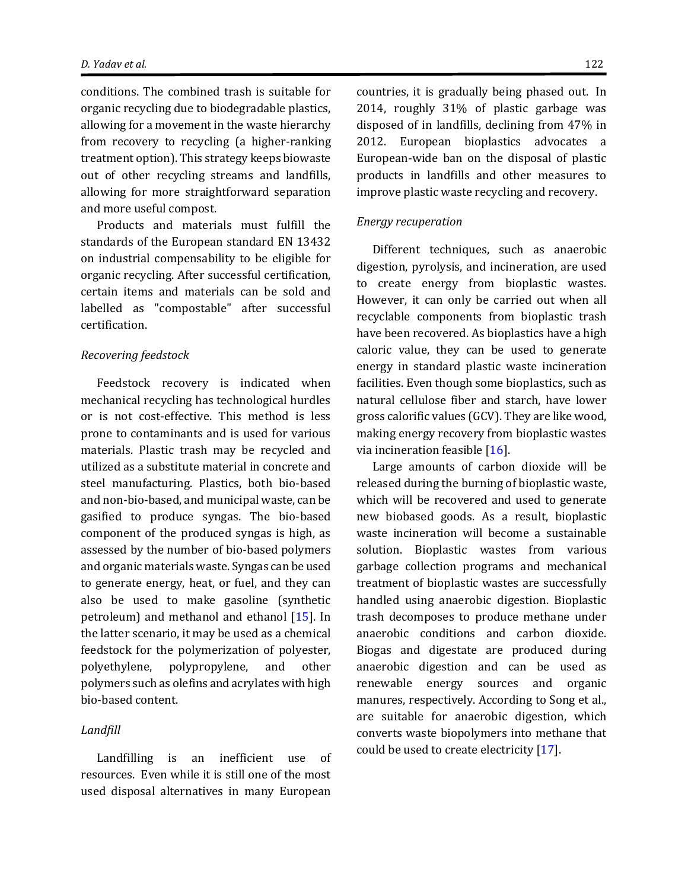conditions. The combined trash is suitable for organic recycling due to biodegradable plastics, allowing for a movement in the waste hierarchy from recovery to recycling (a higher-ranking treatment option). This strategy keeps biowaste out of other recycling streams and landfills, allowing for more straightforward separation and more useful compost.

Products and materials must fulfill the standards of the European standard EN 13432 on industrial compensability to be eligible for organic recycling. After successful certification, certain items and materials can be sold and labelled as "compostable" after successful certification.

*Recovering feedstock*

Feedstock recovery is indicated when mechanical recycling has technological hurdles or is not cost-effective. This method is less prone to contaminants and is used for various materials. Plastic trash may be recycled and utilized as a substitute material in concrete and steel manufacturing. Plastics, both bio-based and non-bio-based, and municipal waste, can be gasified to produce syngas. The bio-based component of the produced syngas is high, as assessed by the number of bio-based polymers and organic materials waste. Syngas can be used to generate energy, heat, or fuel, and they can also be used to make gasoline (synthetic petroleum) and methanol and ethanol [15]. In the latter scenario, it may be used as a chemical feedstock for the polymerization of polyester, polyethylene, polypropylene, and other polymers such as olefins and acrylates with high bio-based content.

*Landfill*

Landfilling is an inefficient use of resources. Even while it is still one of the most used disposal alternatives in many European countries, it is gradually being phased out. In 2014, roughly 31% of plastic garbage was disposed of in landfills, declining from 47% in 2012. European bioplastics advocates a European-wide ban on the disposal of plastic products in landfills and other measures to improve plastic waste recycling and recovery.

*Energy recuperation*

Different techniques, such as anaerobic digestion, pyrolysis, and incineration, are used to create energy from bioplastic wastes. However, it can only be carried out when all recyclable components from bioplastic trash have been recovered. As bioplastics have a high caloric value, they can be used to generate energy in standard plastic waste incineration facilities. Even though some bioplastics, such as natural cellulose fiber and starch, have lower gross calorific values (GCV). They are like wood, making energy recovery from bioplastic wastes via incineration feasible [16].

Large amounts of carbon dioxide will be released during the burning of bioplastic waste, which will be recovered and used to generate new biobased goods. As a result, bioplastic waste incineration will become a sustainable solution. Bioplastic wastes from various garbage collection programs and mechanical treatment of bioplastic wastes are successfully handled using anaerobic digestion. Bioplastic trash decomposes to produce methane under anaerobic conditions and carbon dioxide. Biogas and digestate are produced during anaerobic digestion and can be used as renewable energy sources and organic manures, respectively. According to Song et al., are suitable for anaerobic digestion, which converts waste biopolymers into methane that could be used to create electricity [17].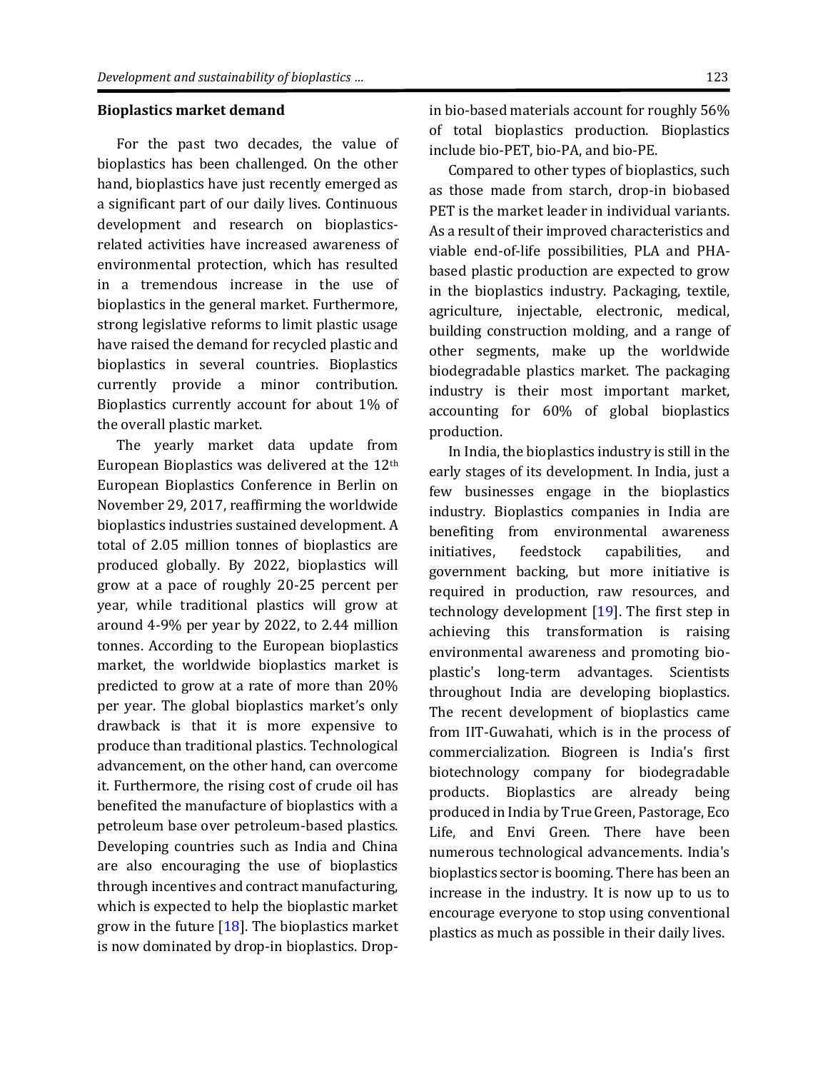### Bioplastics market demand

For the past two decades, the value of bioplastics has been challenged. On the other hand, bioplastics have just recently emerged as a significant part of our daily lives. Continuous development and research on bioplastics-related activities have increased awareness of environmental protection, which has resulted in a tremendous increase in the use of bioplastics in the general market. Furthermore, strong legislative reforms to limit plastic usage have raised the demand for recycled plastic and bioplastics in several countries. Bioplastics currently provide a minor contribution. Bioplastics currently account for about 1% of the overall plastic market.

The yearly market data update from European Bioplastics was delivered at the 12th European Bioplastics Conference in Berlin on November 29, 2017, reaffirming the worldwide bioplastics industries sustained development. A total of 2.05 million tonnes of bioplastics are produced globally. By 2022, bioplastics will grow at a pace of roughly 20-25 percent per year, while traditional plastics will grow at around 4-9% per year by 2022, to 2.44 million tonnes. According to the European bioplastics market, the worldwide bioplastics market is predicted to grow at a rate of more than 20% per year. The global bioplastics market's only drawback is that it is more expensive to produce than traditional plastics. Technological advancement, on the other hand, can overcome it. Furthermore, the rising cost of crude oil has benefited the manufacture of bioplastics with a petroleum base over petroleum-based plastics. Developing countries such as India and China are also encouraging the use of bioplastics through incentives and contract manufacturing, which is expected to help the bioplastic market grow in the future [18]. The bioplastics market is now dominated by drop-in bioplastics. Drop-in bio-based materials account for roughly 56% of total bioplastics production. Bioplastics include bio-PET, bio-PA, and bio-PE.

Compared to other types of bioplastics, such as those made from starch, drop-in biobased PET is the market leader in individual variants. As a result of their improved characteristics and viable end-of-life possibilities, PLA and PHA-based plastic production are expected to grow in the bioplastics industry. Packaging, textile, agriculture, injectable, electronic, medical, building construction molding, and a range of other segments, make up the worldwide biodegradable plastics market. The packaging industry is their most important market, accounting for 60% of global bioplastics production.

In India, the bioplastics industry is still in the early stages of its development. In India, just a few businesses engage in the bioplastics industry. Bioplastics companies in India are benefiting from environmental awareness initiatives, feedstock capabilities, and government backing, but more initiative is required in production, raw resources, and technology development [19]. The first step in achieving this transformation is raising environmental awareness and promoting bio-plastic's long-term advantages. Scientists throughout India are developing bioplastics. The recent development of bioplastics came from IIT-Guwahati, which is in the process of commercialization. Biogreen is India's first biotechnology company for biodegradable products. Bioplastics are already being produced in India by True Green, Pastorage, Eco Life, and Envi Green. There have been numerous technological advancements. India's bioplastics sector is booming. There has been an increase in the industry. It is now up to us to encourage everyone to stop using conventional plastics as much as possible in their daily lives.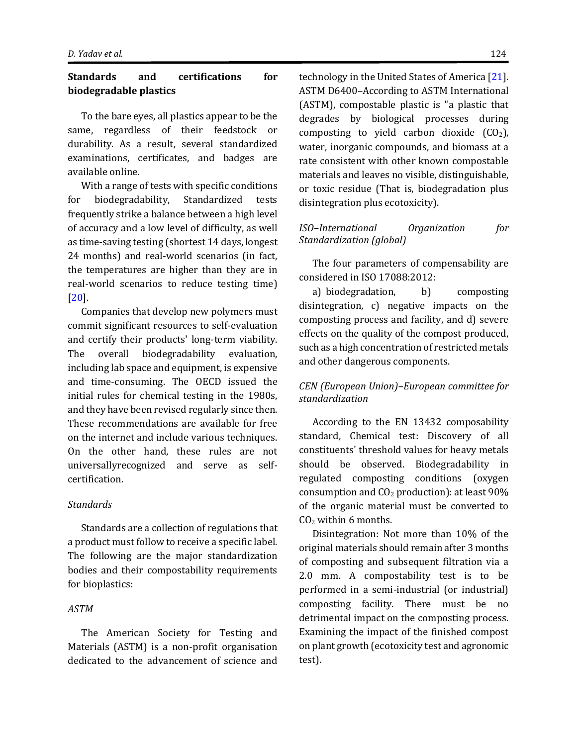## Standards and certifications for biodegradable plastics

To the bare eyes, all plastics appear to be the same, regardless of their feedstock or durability. As a result, several standardized examinations, certificates, and badges are available online.

With a range of tests with specific conditions for biodegradability, Standardized tests frequently strike a balance between a high level of accuracy and a low level of difficulty, as well as time-saving testing (shortest 14 days, longest 24 months) and real-world scenarios (in fact, the temperatures are higher than they are in real-world scenarios to reduce testing time) [20].

Companies that develop new polymers must commit significant resources to self-evaluation and certify their products' long-term viability. The overall biodegradability evaluation, including lab space and equipment, is expensive and time-consuming. The OECD issued the initial rules for chemical testing in the 1980s, and they have been revised regularly since then. These recommendations are available for free on the internet and include various techniques. On the other hand, these rules are not universallyrecognized and serve as self-certification.

### *Standards*

Standards are a collection of regulations that a product must follow to receive a specific label. The following are the major standardization bodies and their compostability requirements for bioplastics:

### *ASTM*

The American Society for Testing and Materials (ASTM) is a non-profit organisation dedicated to the advancement of science and technology in the United States of America [21]. ASTM D6400–According to ASTM International (ASTM), compostable plastic is "a plastic that degrades by biological processes during composting to yield carbon dioxide ($CO_2$), water, inorganic compounds, and biomass at a rate consistent with other known compostable materials and leaves no visible, distinguishable, or toxic residue (That is, biodegradation plus disintegration plus ecotoxicity).

### *ISO–International Organization for Standardization (global)*

The four parameters of compensability are considered in ISO 17088:2012:

a) biodegradation, b) composting disintegration, c) negative impacts on the composting process and facility, and d) severe effects on the quality of the compost produced, such as a high concentration of restricted metals and other dangerous components.

### *CEN (European Union)–European committee for standardization*

According to the EN 13432 composability standard, Chemical test: Discovery of all constituents' threshold values for heavy metals should be observed. Biodegradability in regulated composting conditions (oxygen consumption and $CO_2$ production): at least 90% of the organic material must be converted to $CO_2$ within 6 months.

Disintegration: Not more than 10% of the original materials should remain after 3 months of composting and subsequent filtration via a 2.0 mm. A compostability test is to be performed in a semi-industrial (or industrial) composting facility. There must be no detrimental impact on the composting process. Examining the impact of the finished compost on plant growth (ecotoxicity test and agronomic test).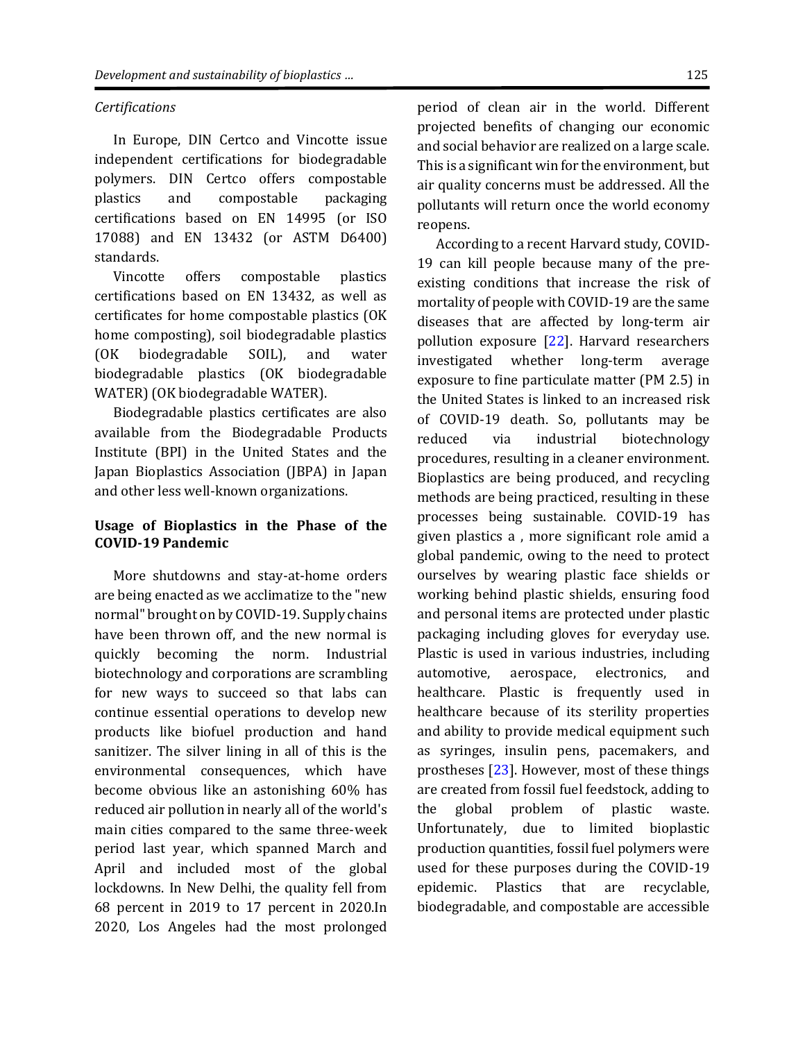*Certifications*

In Europe, DIN Certco and Vincotte issue independent certifications for biodegradable polymers. DIN Certco offers compostable plastics and compostable packaging certifications based on EN 14995 (or ISO 17088) and EN 13432 (or ASTM D6400) standards.

Vincotte offers compostable plastics certifications based on EN 13432, as well as certificates for home compostable plastics (OK home composting), soil biodegradable plastics (OK biodegradable SOIL), and water biodegradable plastics (OK biodegradable WATER) (OK biodegradable WATER).

Biodegradable plastics certificates are also available from the Biodegradable Products Institute (BPI) in the United States and the Japan Bioplastics Association (JBPA) in Japan and other less well-known organizations.

## Usage of Bioplastics in the Phase of the COVID-19 Pandemic

More shutdowns and stay-at-home orders are being enacted as we acclimatize to the "new normal" brought on by COVID-19. Supply chains have been thrown off, and the new normal is quickly becoming the norm. Industrial biotechnology and corporations are scrambling for new ways to succeed so that labs can continue essential operations to develop new products like biofuel production and hand sanitizer. The silver lining in all of this is the environmental consequences, which have become obvious like an astonishing 60% has reduced air pollution in nearly all of the world's main cities compared to the same three-week period last year, which spanned March and April and included most of the global lockdowns. In New Delhi, the quality fell from 68 percent in 2019 to 17 percent in 2020.In 2020, Los Angeles had the most prolonged period of clean air in the world. Different projected benefits of changing our economic and social behavior are realized on a large scale. This is a significant win for the environment, but air quality concerns must be addressed. All the pollutants will return once the world economy reopens.

According to a recent Harvard study, COVID-19 can kill people because many of the pre-existing conditions that increase the risk of mortality of people with COVID-19 are the same diseases that are affected by long-term air pollution exposure [22]. Harvard researchers investigated whether long-term average exposure to fine particulate matter (PM 2.5) in the United States is linked to an increased risk of COVID-19 death. So, pollutants may be reduced via industrial biotechnology procedures, resulting in a cleaner environment. Bioplastics are being produced, and recycling methods are being practiced, resulting in these processes being sustainable. COVID-19 has given plastics a , more significant role amid a global pandemic, owing to the need to protect ourselves by wearing plastic face shields or working behind plastic shields, ensuring food and personal items are protected under plastic packaging including gloves for everyday use. Plastic is used in various industries, including automotive, aerospace, electronics, and healthcare. Plastic is frequently used in healthcare because of its sterility properties and ability to provide medical equipment such as syringes, insulin pens, pacemakers, and prostheses [23]. However, most of these things are created from fossil fuel feedstock, adding to the global problem of plastic waste. Unfortunately, due to limited bioplastic production quantities, fossil fuel polymers were used for these purposes during the COVID-19 epidemic. Plastics that are recyclable, biodegradable, and compostable are accessible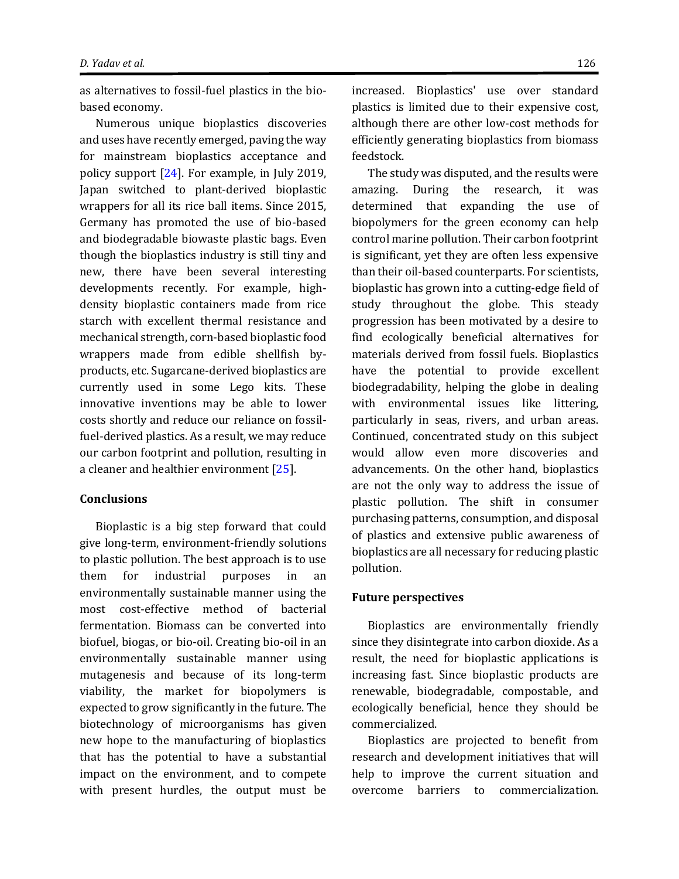as alternatives to fossil-fuel plastics in the bio-based economy.

Numerous unique bioplastics discoveries and uses have recently emerged, paving the way for mainstream bioplastics acceptance and policy support [24]. For example, in July 2019, Japan switched to plant-derived bioplastic wrappers for all its rice ball items. Since 2015, Germany has promoted the use of bio-based and biodegradable biowaste plastic bags. Even though the bioplastics industry is still tiny and new, there have been several interesting developments recently. For example, high-density bioplastic containers made from rice starch with excellent thermal resistance and mechanical strength, corn-based bioplastic food wrappers made from edible shellfish by-products, etc. Sugarcane-derived bioplastics are currently used in some Lego kits. These innovative inventions may be able to lower costs shortly and reduce our reliance on fossil-fuel-derived plastics. As a result, we may reduce our carbon footprint and pollution, resulting in a cleaner and healthier environment [25].

## Conclusions

Bioplastic is a big step forward that could give long-term, environment-friendly solutions to plastic pollution. The best approach is to use them for industrial purposes in an environmentally sustainable manner using the most cost-effective method of bacterial fermentation. Biomass can be converted into biofuel, biogas, or bio-oil. Creating bio-oil in an environmentally sustainable manner using mutagenesis and because of its long-term viability, the market for biopolymers is expected to grow significantly in the future. The biotechnology of microorganisms has given new hope to the manufacturing of bioplastics that has the potential to have a substantial impact on the environment, and to compete with present hurdles, the output must be increased. Bioplastics' use over standard plastics is limited due to their expensive cost, although there are other low-cost methods for efficiently generating bioplastics from biomass feedstock.

The study was disputed, and the results were amazing. During the research, it was determined that expanding the use of biopolymers for the green economy can help control marine pollution. Their carbon footprint is significant, yet they are often less expensive than their oil-based counterparts. For scientists, bioplastic has grown into a cutting-edge field of study throughout the globe. This steady progression has been motivated by a desire to find ecologically beneficial alternatives for materials derived from fossil fuels. Bioplastics have the potential to provide excellent biodegradability, helping the globe in dealing with environmental issues like littering, particularly in seas, rivers, and urban areas. Continued, concentrated study on this subject would allow even more discoveries and advancements. On the other hand, bioplastics are not the only way to address the issue of plastic pollution. The shift in consumer purchasing patterns, consumption, and disposal of plastics and extensive public awareness of bioplastics are all necessary for reducing plastic pollution.

## Future perspectives

Bioplastics are environmentally friendly since they disintegrate into carbon dioxide. As a result, the need for bioplastic applications is increasing fast. Since bioplastic products are renewable, biodegradable, compostable, and ecologically beneficial, hence they should be commercialized.

Bioplastics are projected to benefit from research and development initiatives that will help to improve the current situation and overcome barriers to commercialization.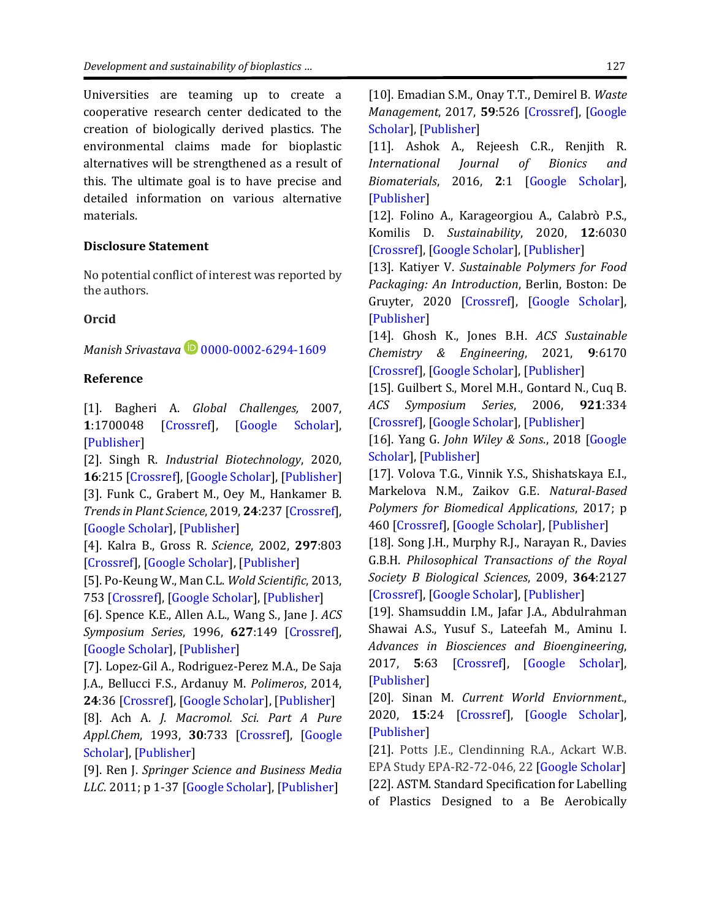Universities are teaming up to create a cooperative research center dedicated to the creation of biologically derived plastics. The environmental claims made for bioplastic alternatives will be strengthened as a result of this. The ultimate goal is to have precise and detailed information on various alternative materials.

### Disclosure Statement

No potential conflict of interest was reported by the authors.

### Orcid

*Manish Srivastava* 0000-0002-6294-1609

### Reference

[1]. Bagheri A. *Global Challenges,* 2007, **1**:1700048 [Crossref], [Google Scholar], [Publisher]

[2]. Singh R. *Industrial Biotechnology*, 2020, **16**:215 [Crossref], [Google Scholar], [Publisher]

[3]. Funk C., Grabert M., Oey M., Hankamer B. *Trends in Plant Science*, 2019, **24**:237 [Crossref], [Google Scholar], [Publisher]

[4]. Kalra B., Gross R. *Science*, 2002, **297**:803 [Crossref], [Google Scholar], [Publisher]

[5]. Po-Keung W., Man C.L. *Wold Scientific*, 2013, 753 [Crossref], [Google Scholar], [Publisher]

[6]. Spence K.E., Allen A.L., Wang S., Jane J. *ACS Symposium Series*, 1996, **627**:149 [Crossref], [Google Scholar], [Publisher]

[7]. Lopez-Gil A., Rodriguez-Perez M.A., De Saja J.A., Bellucci F.S., Ardanuy M. *Polimeros*, 2014, **24**:36 [Crossref], [Google Scholar], [Publisher]

[8]. Ach A. *J. Macromol. Sci. Part A Pure Appl.Chem*, 1993, **30**:733 [Crossref], [Google Scholar], [Publisher]

[9]. Ren J. *Springer Science and Business Media LLC*. 2011; p 1-37 [Google Scholar], [Publisher]

[10]. Emadian S.M., Onay T.T., Demirel B. *Waste Management*, 2017, **59**:526 [Crossref], [Google Scholar], [Publisher]

[11]. Ashok A., Rejeesh C.R., Renjith R. *International Journal of Bionics and Biomaterials*, 2016, **2**:1 [Google Scholar], [Publisher]

[12]. Folino A., Karageorgiou A., Calabrò P.S., Komilis D. *Sustainability*, 2020, **12**:6030 [Crossref], [Google Scholar], [Publisher]

[13]. Katiyer V. *Sustainable Polymers for Food Packaging: An Introduction*, Berlin, Boston: De Gruyter, 2020 [Crossref], [Google Scholar], [Publisher]

[14]. Ghosh K., Jones B.H. *ACS Sustainable Chemistry & Engineering*, 2021, **9**:6170 [Crossref], [Google Scholar], [Publisher]

[15]. Guilbert S., Morel M.H., Gontard N., Cuq B. *ACS Symposium Series*, 2006, **921**:334 [Crossref], [Google Scholar], [Publisher]

[16]. Yang G. *John Wiley & Sons.*, 2018 [Google Scholar], [Publisher]

[17]. Volova T.G., Vinnik Y.S., Shishatskaya E.I., Markelova N.M., Zaikov G.E. *Natural-Based Polymers for Biomedical Applications*, 2017; p 460 [Crossref], [Google Scholar], [Publisher]

[18]. Song J.H., Murphy R.J., Narayan R., Davies G.B.H. *Philosophical Transactions of the Royal Society B Biological Sciences*, 2009, **364**:2127 [Crossref], [Google Scholar], [Publisher]

[19]. Shamsuddin I.M., Jafar J.A., Abdulrahman Shawai A.S., Yusuf S., Lateefah M., Aminu I. *Advances in Biosciences and Bioengineering*, 2017, **5**:63 [Crossref], [Google Scholar], [Publisher]

[20]. Sinan M. *Current World Enviornment.*, 2020, **15**:24 [Crossref], [Google Scholar], [Publisher]

[21]. Potts J.E., Clendinning R.A., Ackart W.B. EPA Study EPA-R2-72-046, 22 [Google Scholar]

[22]. ASTM. Standard Specification for Labelling of Plastics Designed to a Be Aerobically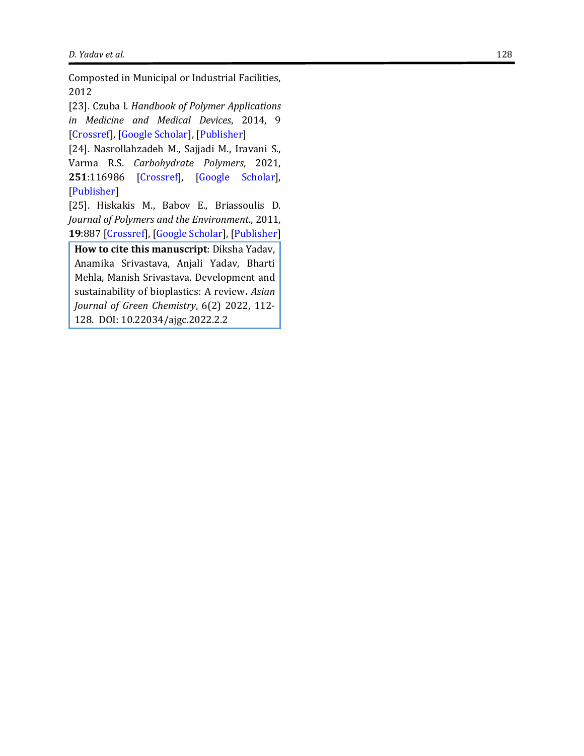Composted in Municipal or Industrial Facilities, 2012

[23]. Czuba l. *Handbook of Polymer Applications in Medicine and Medical Devices*, 2014, 9 [Crossref], [Google Scholar], [Publisher]

[24]. Nasrollahzadeh M., Sajjadi M., Iravani S., Varma R.S. *Carbohydrate Polymers*, 2021, **251**:116986 [Crossref], [Google Scholar], [Publisher]

[25]. Hiskakis M., Babov E., Briassoulis D. *Journal of Polymers and the Environment.*, 2011, **19**:887 [Crossref], [Google Scholar], [Publisher]

**How to cite this manuscript**: Diksha Yadav, Anamika Srivastava, Anjali Yadav, Bharti Mehla, Manish Srivastava. Development and sustainability of bioplastics: A review**.** *Asian Journal of Green Chemistry*, 6(2) 2022, 112-128. DOI: 10.22034/ajgc.2022.2.2